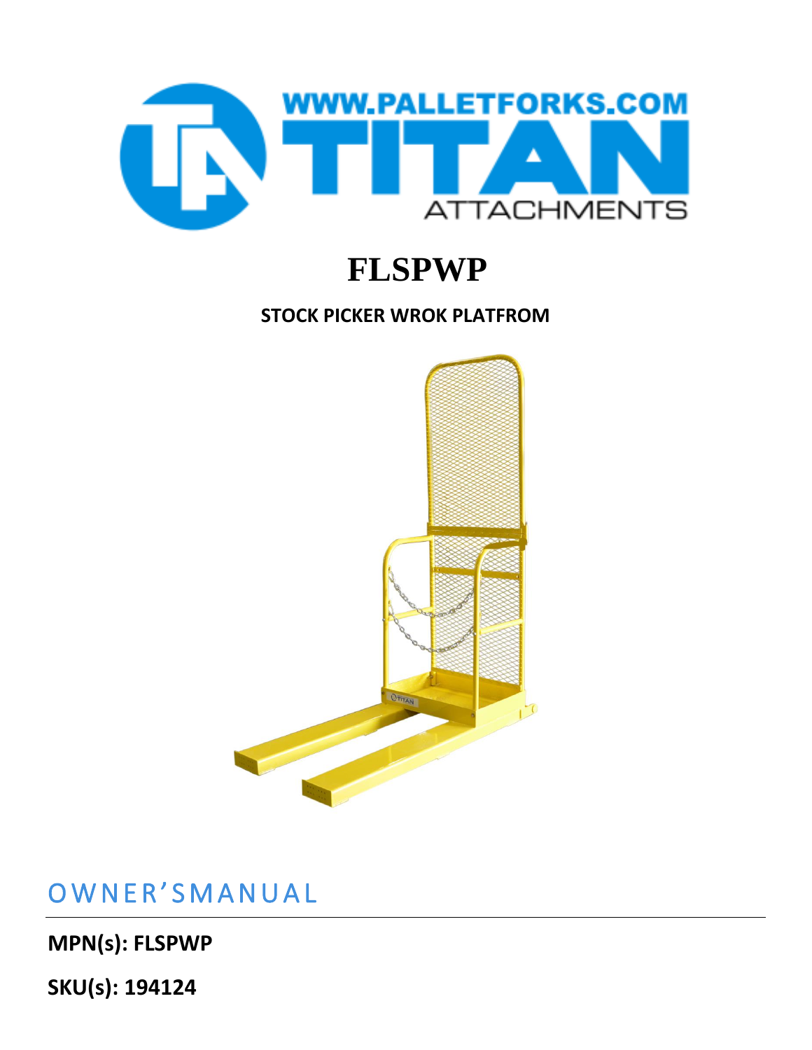WWW.PALLETFORKS.COM

TITAN

ATTACHMENTS

# FLSPWP

**STOCK PICKER WROK PLATFROM**

## OWNER'SMANUAL

**MPN(s): FLSPWP**

**SKU(s): 194124**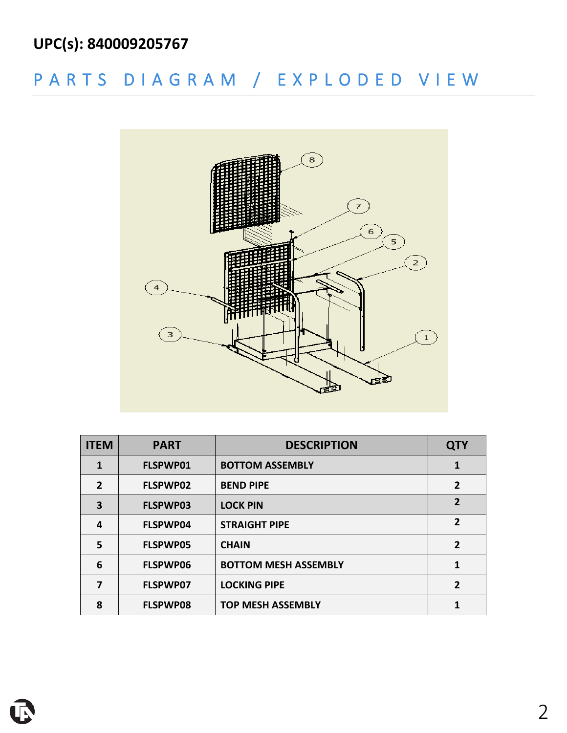**UPC(s): 840009205767**

## PARTS DIAGRAM / EXPLODED VIEW

| ITEM | PART | DESCRIPTION | QTY |
|---|---|---|---|
| 1 | FLSPWP01 | BOTTOM ASSEMBLY | 1 |
| 2 | FLSPWP02 | BEND PIPE | 2 |
| 3 | FLSPWP03 | LOCK PIN | 2 |
| 4 | FLSPWP04 | STRAIGHT PIPE | 2 |
| 5 | FLSPWP05 | CHAIN | 2 |
| 6 | FLSPWP06 | BOTTOM MESH ASSEMBLY | 1 |
| 7 | FLSPWP07 | LOCKING PIPE | 2 |
| 8 | FLSPWP08 | TOP MESH ASSEMBLY | 1 |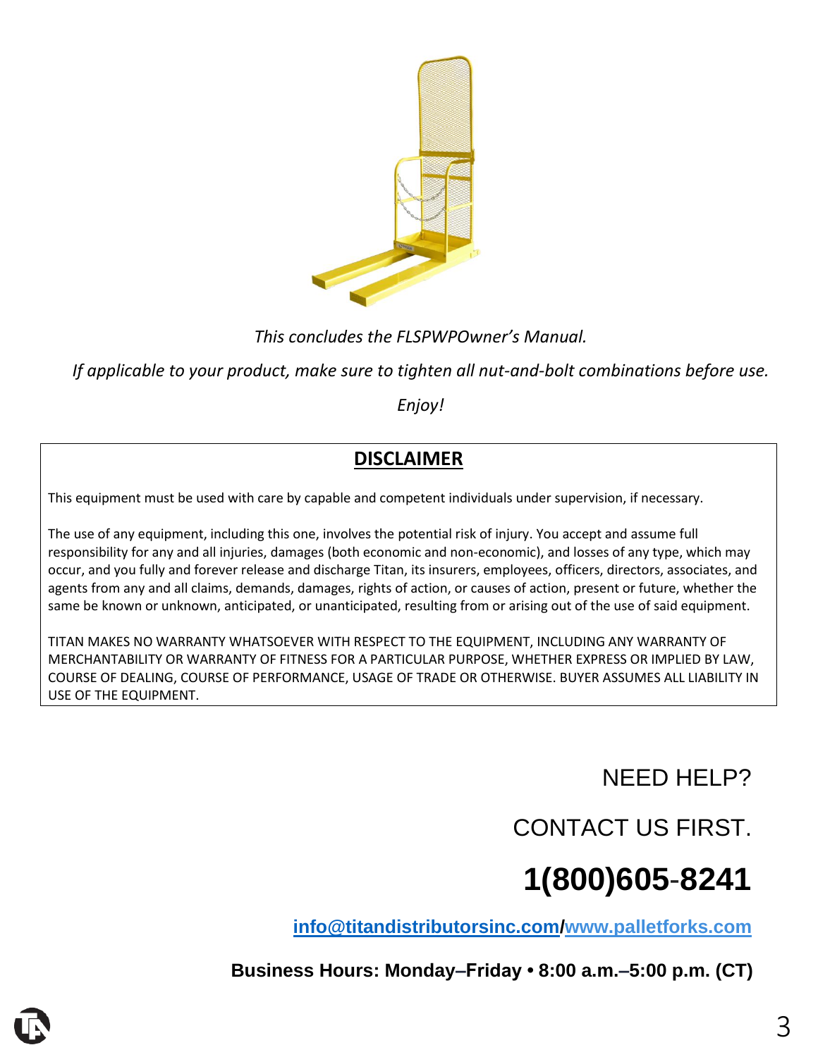*This concludes the FLSPWPOwner's Manual.*

*If applicable to your product, make sure to tighten all nut-and-bolt combinations before use.*

*Enjoy!*

## DISCLAIMER

This equipment must be used with care by capable and competent individuals under supervision, if necessary.

The use of any equipment, including this one, involves the potential risk of injury. You accept and assume full responsibility for any and all injuries, damages (both economic and non-economic), and losses of any type, which may occur, and you fully and forever release and discharge Titan, its insurers, employees, officers, directors, associates, and agents from any and all claims, demands, damages, rights of action, or causes of action, present or future, whether the same be known or unknown, anticipated, or unanticipated, resulting from or arising out of the use of said equipment.

TITAN MAKES NO WARRANTY WHATSOEVER WITH RESPECT TO THE EQUIPMENT, INCLUDING ANY WARRANTY OF MERCHANTABILITY OR WARRANTY OF FITNESS FOR A PARTICULAR PURPOSE, WHETHER EXPRESS OR IMPLIED BY LAW, COURSE OF DEALING, COURSE OF PERFORMANCE, USAGE OF TRADE OR OTHERWISE. BUYER ASSUMES ALL LIABILITY IN USE OF THE EQUIPMENT.

NEED HELP?

CONTACT US FIRST.

**1(800)605-8241**

**info@titandistributorsinc.com/www.palletforks.com**

**Business Hours: Monday–Friday • 8:00 a.m.–5:00 p.m. (CT)**